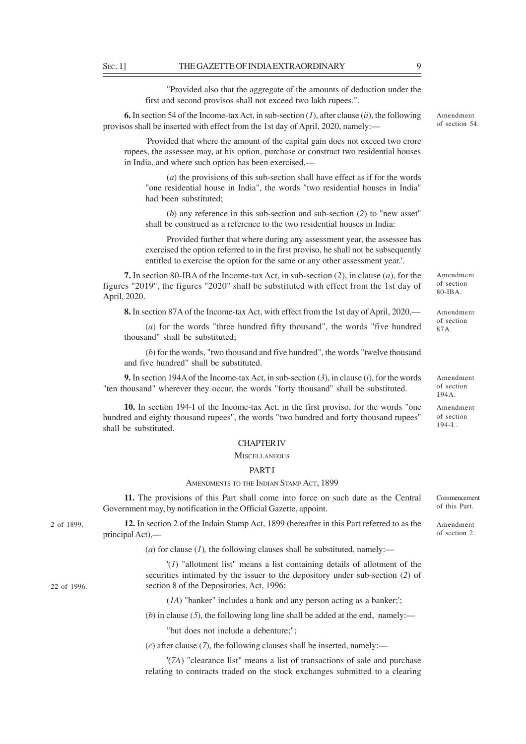"Provided also that the aggregate of the amounts of deduction under the first and second provisos shall not exceed two lakh rupees.".

**6.** In section 54 of the Income-tax Act, in sub-section (*1*), after clause (*ii*), the following provisos shall be inserted with effect from the 1st day of April, 2020, namely:— *Amendment of section 54.*

'Provided that where the amount of the capital gain does not exceed two crore rupees, the assessee may, at his option, purchase or construct two residential houses in India, and where such option has been exercised,—

(*a*) the provisions of this sub-section shall have effect as if for the words "one residential house in India", the words "two residential houses in India" had been substituted;

(*b*) any reference in this sub-section and sub-section (*2*) to "new asset" shall be construed as a reference to the two residential houses in India:

Provided further that where during any assessment year, the assessee has exercised the option referred to in the first proviso, he shall not be subsequently entitled to exercise the option for the same or any other assessment year.'.

**7.** In section 80-IBA of the Income-tax Act, in sub-section (*2*), in clause (*a*), for the figures "2019", the figures "2020" shall be substituted with effect from the 1st day of April, 2020. *Amendment of section 80-IBA.*

**8.** In section 87A of the Income-tax Act, with effect from the 1st day of April, 2020,— *Amendment of section 87A.*

(*a*) for the words "three hundred fifty thousand", the words "five hundred thousand" shall be substituted;

(*b*) for the words, "two thousand and five hundred", the words "twelve thousand and five hundred" shall be substituted.

**9.** In section 194A of the Income-tax Act, in sub-section (*3*), in clause (*i*), for the words "ten thousand" wherever they occur, the words "forty thousand" shall be substituted. *Amendment of section 194A.*

**10.** In section 194-I of the Income-tax Act, in the first proviso, for the words "one hundred and eighty thousand rupees", the words "two hundred and forty thousand rupees" shall be substituted. *Amendment of section 194-I..*

## CHAPTER IV

### MISCELLANEOUS

### PART I

### AMENDMENTS TO THE INDIAN STAMP ACT, 1899

**11.** The provisions of this Part shall come into force on such date as the Central Government may, by notification in the Official Gazette, appoint. *Commencement of this Part.*

**12.** In section 2 of the Indain Stamp Act, 1899 (hereafter in this Part referred to as the principal Act),— *2 of 1899.* *Amendment of section 2.*

(*a*) for clause (*1*), the following clauses shall be substituted, namely:—

'(*1*) "allotment list" means a list containing details of allotment of the securities intimated by the issuer to the depository under sub-section (*2*) of section 8 of the Depositories, Act, 1996; *22 of 1996.*

(*1A*) "banker" includes a bank and any person acting as a banker;';

(*b*) in clause (*5*), the following long line shall be added at the end, namely:—

"but does not include a debenture;";

(*c*) after clause (*7*), the following clauses shall be inserted, namely:—

'(*7A*) "clearance list" means a list of transactions of sale and purchase relating to contracts traded on the stock exchanges submitted to a clearing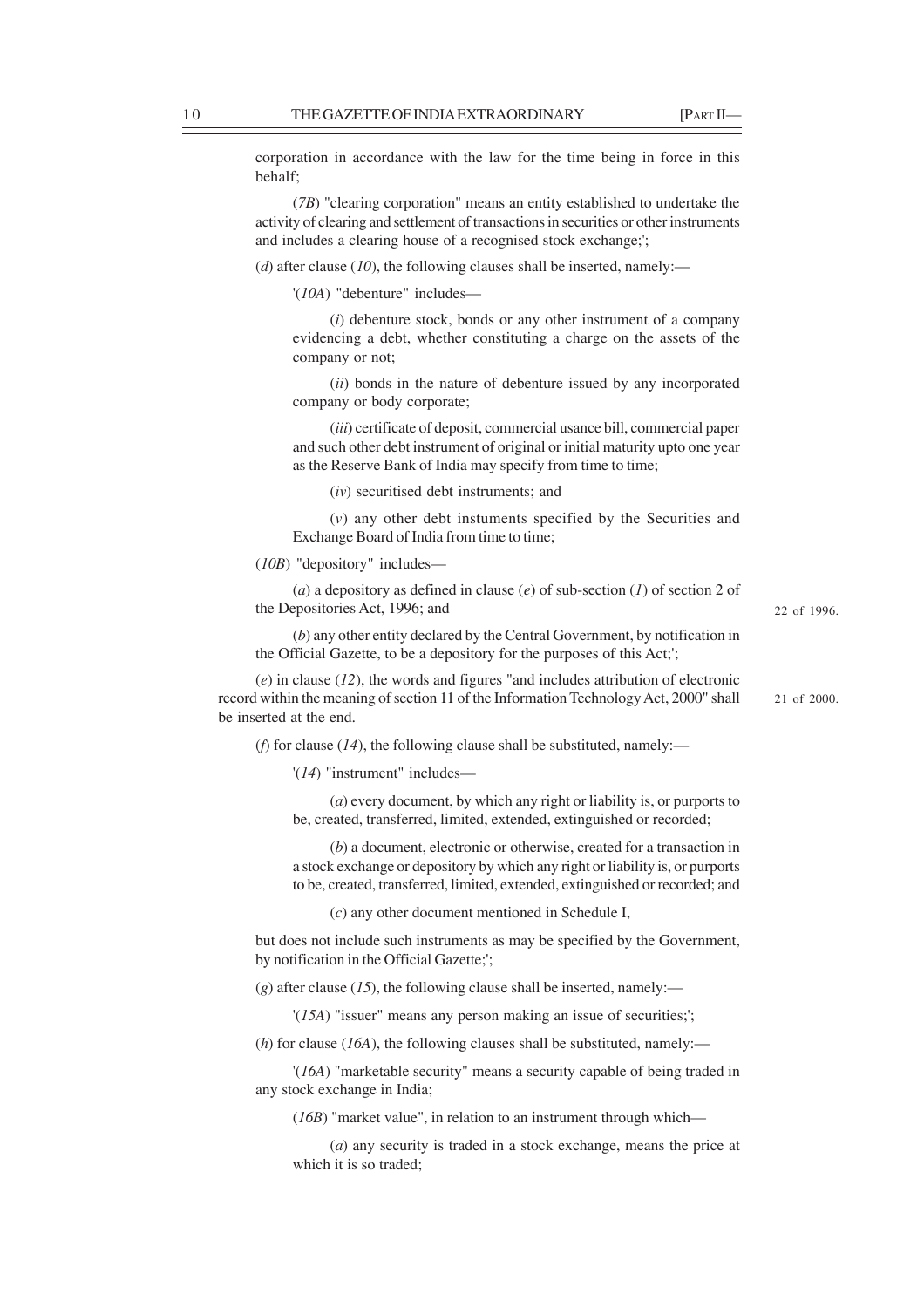corporation in accordance with the law for the time being in force in this behalf;

(*7B*) "clearing corporation" means an entity established to undertake the activity of clearing and settlement of transactions in securities or other instruments and includes a clearing house of a recognised stock exchange;';

(*d*) after clause (*10*), the following clauses shall be inserted, namely:—

'(*10A*) "debenture" includes—

(*i*) debenture stock, bonds or any other instrument of a company evidencing a debt, whether constituting a charge on the assets of the company or not;

(*ii*) bonds in the nature of debenture issued by any incorporated company or body corporate;

(*iii*) certificate of deposit, commercial usance bill, commercial paper and such other debt instrument of original or initial maturity upto one year as the Reserve Bank of India may specify from time to time;

(*iv*) securitised debt instruments; and

(*v*) any other debt instuments specified by the Securities and Exchange Board of India from time to time;

(*10B*) "depository" includes—

(*a*) a depository as defined in clause (*e*) of sub-section (*1*) of section 2 of the Depositories Act, 1996; and

22 of 1996.

(*b*) any other entity declared by the Central Government, by notification in the Official Gazette, to be a depository for the purposes of this Act;';

(*e*) in clause (*12*), the words and figures "and includes attribution of electronic record within the meaning of section 11 of the Information Technology Act, 2000" shall be inserted at the end.

21 of 2000.

(*f*) for clause (*14*), the following clause shall be substituted, namely:—

'(*14*) "instrument" includes—

(*a*) every document, by which any right or liability is, or purports to be, created, transferred, limited, extended, extinguished or recorded;

(*b*) a document, electronic or otherwise, created for a transaction in a stock exchange or depository by which any right or liability is, or purports to be, created, transferred, limited, extended, extinguished or recorded; and

(*c*) any other document mentioned in Schedule I,

but does not include such instruments as may be specified by the Government, by notification in the Official Gazette;';

(*g*) after clause (*15*), the following clause shall be inserted, namely:—

'(*15A*) "issuer" means any person making an issue of securities;';

(*h*) for clause (*16A*), the following clauses shall be substituted, namely:—

'(*16A*) "marketable security" means a security capable of being traded in any stock exchange in India;

(*16B*) "market value", in relation to an instrument through which—

(*a*) any security is traded in a stock exchange, means the price at which it is so traded;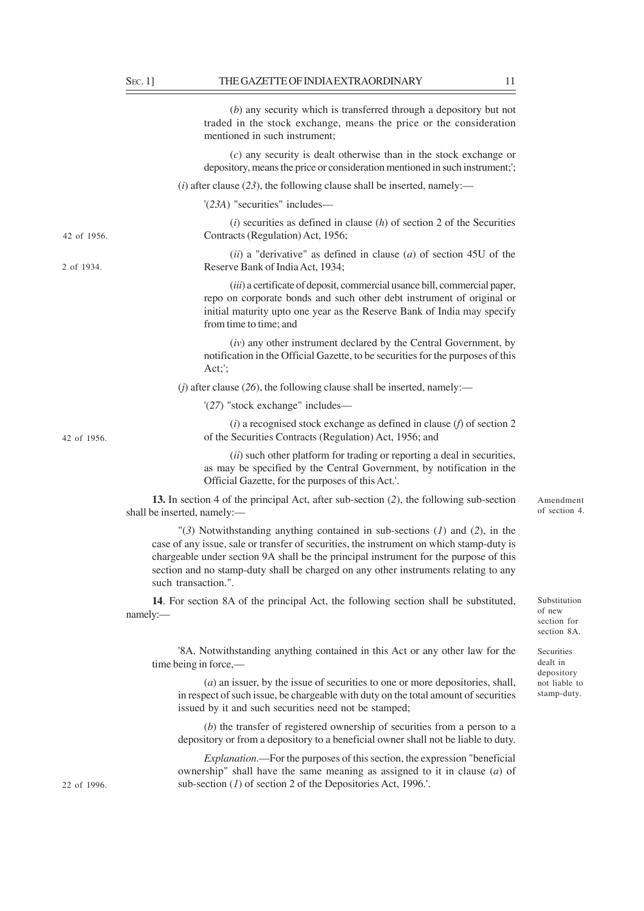(*b*) any security which is transferred through a depository but not traded in the stock exchange, means the price or the consideration mentioned in such instrument;

(*c*) any security is dealt otherwise than in the stock exchange or depository, means the price or consideration mentioned in such instrument;';

(*i*) after clause (*23*), the following clause shall be inserted, namely:—

'(*23A*) "securities" includes—

(*i*) securities as defined in clause (*h*) of section 2 of the Securities Contracts (Regulation) Act, 1956; 42 of 1956.

(*ii*) a "derivative" as defined in clause (*a*) of section 45U of the Reserve Bank of India Act, 1934; 2 of 1934.

(*iii*) a certificate of deposit, commercial usance bill, commercial paper, repo on corporate bonds and such other debt instrument of original or initial maturity upto one year as the Reserve Bank of India may specify from time to time; and

(*iv*) any other instrument declared by the Central Government, by notification in the Official Gazette, to be securities for the purposes of this Act;';

(*j*) after clause (*26*), the following clause shall be inserted, namely:—

'(*27*) "stock exchange" includes—

(*i*) a recognised stock exchange as defined in clause (*f*) of section 2 of the Securities Contracts (Regulation) Act, 1956; and 42 of 1956.

(*ii*) such other platform for trading or reporting a deal in securities, as may be specified by the Central Government, by notification in the Official Gazette, for the purposes of this Act.'.

Amendment of section 4.

**13.** In section 4 of the principal Act, after sub-section (*2*), the following sub-section shall be inserted, namely:—

"(*3*) Notwithstanding anything contained in sub-sections (*1*) and (*2*), in the case of any issue, sale or transfer of securities, the instrument on which stamp-duty is chargeable under section 9A shall be the principal instrument for the purpose of this section and no stamp-duty shall be charged on any other instruments relating to any such transaction.".

Substitution of new section for section 8A.

**14**. For section 8A of the principal Act, the following section shall be substituted, namely:—

Securities dealt in depository not liable to stamp-duty.

'8A. Notwithstanding anything contained in this Act or any other law for the time being in force,—

(*a*) an issuer, by the issue of securities to one or more depositories, shall, in respect of such issue, be chargeable with duty on the total amount of securities issued by it and such securities need not be stamped;

(*b*) the transfer of registered ownership of securities from a person to a depository or from a depository to a beneficial owner shall not be liable to duty.

*Explanation*.—For the purposes of this section, the expression "beneficial ownership" shall have the same meaning as assigned to it in clause (*a*) of sub-section (*1*) of section 2 of the Depositories Act, 1996.'. 22 of 1996.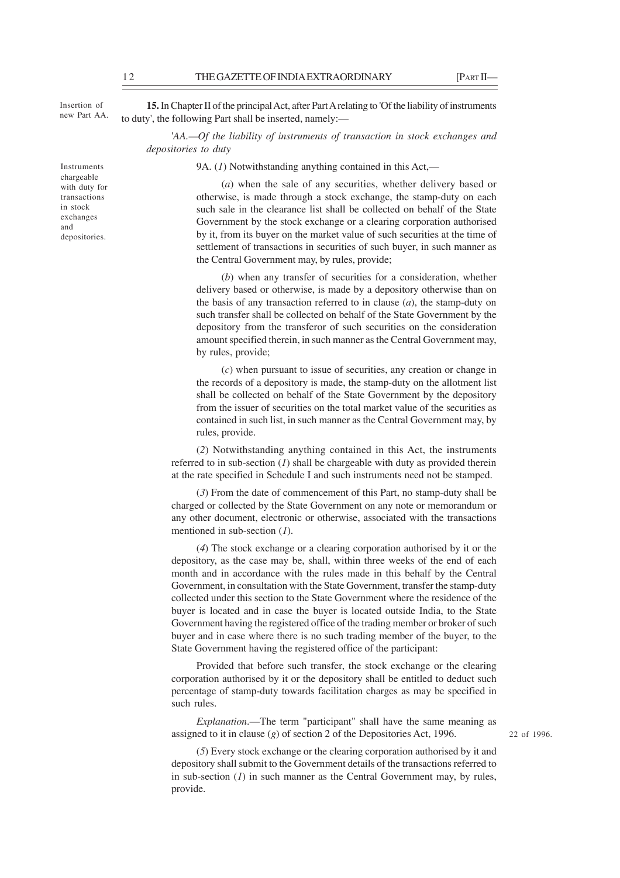Insertion of new Part AA.

**15.** In Chapter II of the principal Act, after Part A relating to 'Of the liability of instruments to duty', the following Part shall be inserted, namely:—

'*AA.—Of the liability of instruments of transaction in stock exchanges and depositories to duty*

Instruments chargeable with duty for transactions in stock exchanges and depositories.

9A. (*1*) Notwithstanding anything contained in this Act,—

(*a*) when the sale of any securities, whether delivery based or otherwise, is made through a stock exchange, the stamp-duty on each such sale in the clearance list shall be collected on behalf of the State Government by the stock exchange or a clearing corporation authorised by it, from its buyer on the market value of such securities at the time of settlement of transactions in securities of such buyer, in such manner as the Central Government may, by rules, provide;

(*b*) when any transfer of securities for a consideration, whether delivery based or otherwise, is made by a depository otherwise than on the basis of any transaction referred to in clause (*a*), the stamp-duty on such transfer shall be collected on behalf of the State Government by the depository from the transferor of such securities on the consideration amount specified therein, in such manner as the Central Government may, by rules, provide;

(*c*) when pursuant to issue of securities, any creation or change in the records of a depository is made, the stamp-duty on the allotment list shall be collected on behalf of the State Government by the depository from the issuer of securities on the total market value of the securities as contained in such list, in such manner as the Central Government may, by rules, provide.

(*2*) Notwithstanding anything contained in this Act, the instruments referred to in sub-section (*1*) shall be chargeable with duty as provided therein at the rate specified in Schedule I and such instruments need not be stamped.

(*3*) From the date of commencement of this Part, no stamp-duty shall be charged or collected by the State Government on any note or memorandum or any other document, electronic or otherwise, associated with the transactions mentioned in sub-section (*1*).

(*4*) The stock exchange or a clearing corporation authorised by it or the depository, as the case may be, shall, within three weeks of the end of each month and in accordance with the rules made in this behalf by the Central Government, in consultation with the State Government, transfer the stamp-duty collected under this section to the State Government where the residence of the buyer is located and in case the buyer is located outside India, to the State Government having the registered office of the trading member or broker of such buyer and in case where there is no such trading member of the buyer, to the State Government having the registered office of the participant:

Provided that before such transfer, the stock exchange or the clearing corporation authorised by it or the depository shall be entitled to deduct such percentage of stamp-duty towards facilitation charges as may be specified in such rules.

*Explanation*.—The term "participant" shall have the same meaning as assigned to it in clause (*g*) of section 2 of the Depositories Act, 1996.

22 of 1996.

(*5*) Every stock exchange or the clearing corporation authorised by it and depository shall submit to the Government details of the transactions referred to in sub-section (*1*) in such manner as the Central Government may, by rules, provide.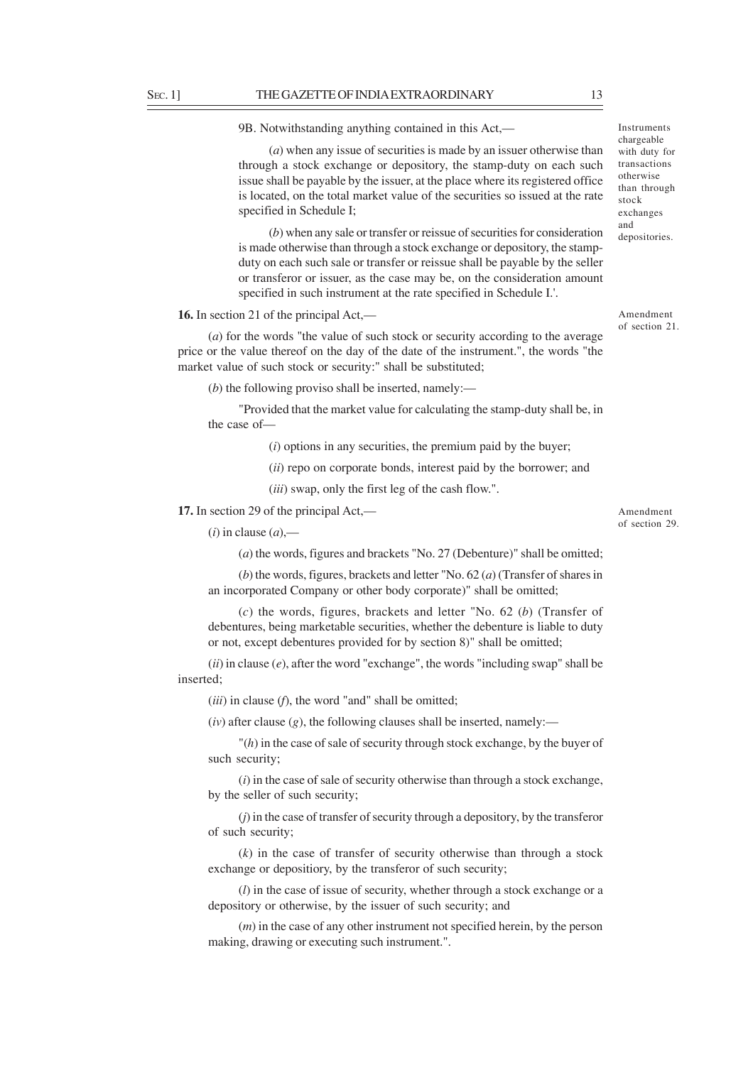9B. Notwithstanding anything contained in this Act,—

Instruments chargeable with duty for transactions otherwise than through stock exchanges and depositories.

(*a*) when any issue of securities is made by an issuer otherwise than through a stock exchange or depository, the stamp-duty on each such issue shall be payable by the issuer, at the place where its registered office is located, on the total market value of the securities so issued at the rate specified in Schedule I;

(*b*) when any sale or transfer or reissue of securities for consideration is made otherwise than through a stock exchange or depository, the stamp-duty on each such sale or transfer or reissue shall be payable by the seller or transferor or issuer, as the case may be, on the consideration amount specified in such instrument at the rate specified in Schedule I.'.

Amendment of section 21.

**16.** In section 21 of the principal Act,—

(*a*) for the words "the value of such stock or security according to the average price or the value thereof on the day of the date of the instrument.", the words "the market value of such stock or security:" shall be substituted;

(*b*) the following proviso shall be inserted, namely:—

"Provided that the market value for calculating the stamp-duty shall be, in the case of—

(*i*) options in any securities, the premium paid by the buyer;

(*ii*) repo on corporate bonds, interest paid by the borrower; and

(*iii*) swap, only the first leg of the cash flow.".

Amendment of section 29.

**17.** In section 29 of the principal Act,—

(*i*) in clause (*a*),—

(*a*) the words, figures and brackets "No. 27 (Debenture)" shall be omitted;

(*b*) the words, figures, brackets and letter "No. 62 (*a*) (Transfer of shares in an incorporated Company or other body corporate)" shall be omitted;

(*c*) the words, figures, brackets and letter "No. 62 (*b*) (Transfer of debentures, being marketable securities, whether the debenture is liable to duty or not, except debentures provided for by section 8)" shall be omitted;

(*ii*) in clause (*e*), after the word "exchange", the words "including swap" shall be inserted;

(*iii*) in clause (*f*), the word "and" shall be omitted;

(*iv*) after clause (*g*), the following clauses shall be inserted, namely:—

"(*h*) in the case of sale of security through stock exchange, by the buyer of such security;

(*i*) in the case of sale of security otherwise than through a stock exchange, by the seller of such security;

(*j*) in the case of transfer of security through a depository, by the transferor of such security;

(*k*) in the case of transfer of security otherwise than through a stock exchange or depositiory, by the transferor of such security;

(*l*) in the case of issue of security, whether through a stock exchange or a depository or otherwise, by the issuer of such security; and

(*m*) in the case of any other instrument not specified herein, by the person making, drawing or executing such instrument.".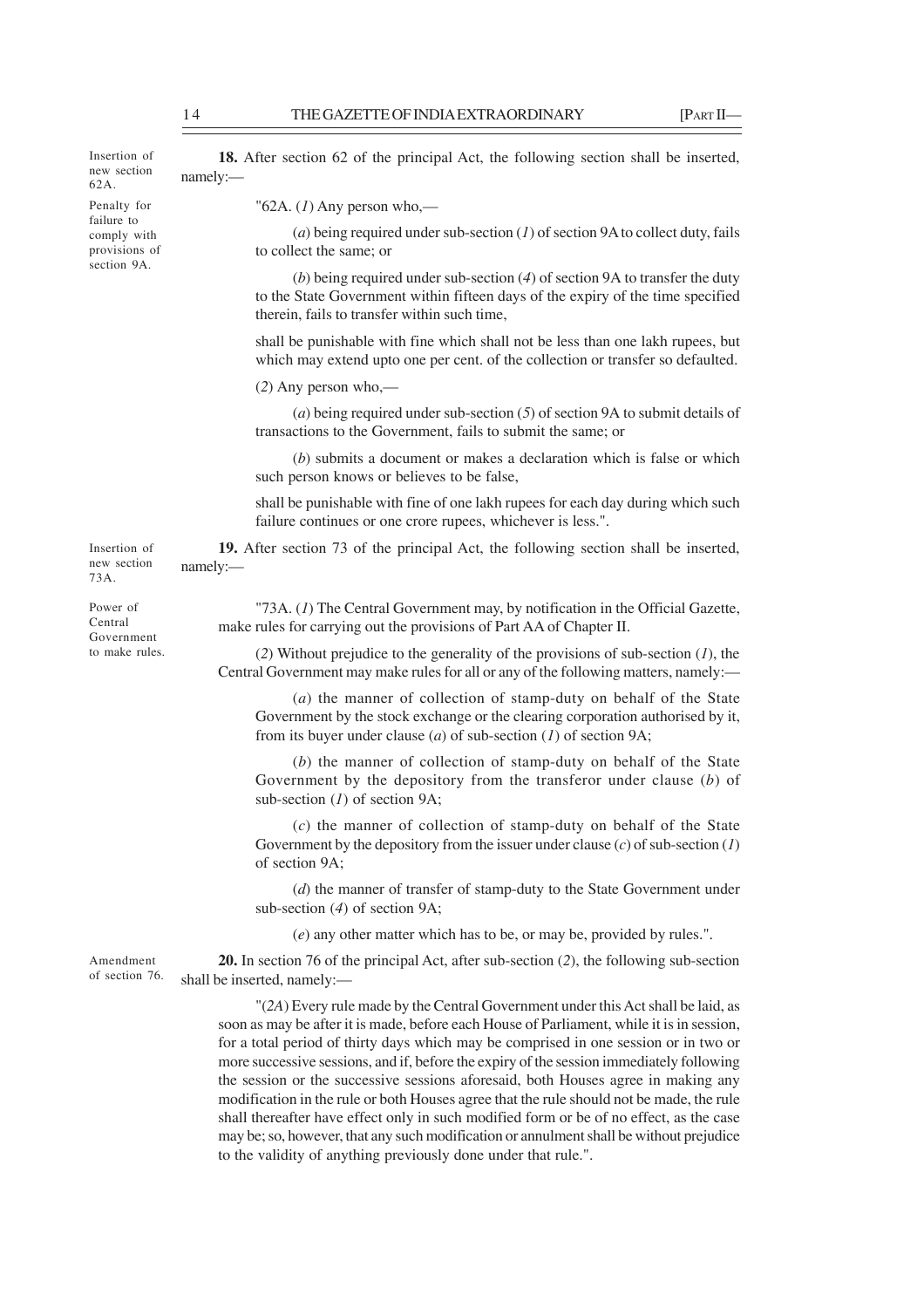*Insertion of new section 62A.*

**18.** After section 62 of the principal Act, the following section shall be inserted, namely:—

*Penalty for failure to comply with provisions of section 9A.*

"62A. (*1*) Any person who,—

(*a*) being required under sub-section (*1*) of section 9A to collect duty, fails to collect the same; or

(*b*) being required under sub-section (*4*) of section 9A to transfer the duty to the State Government within fifteen days of the expiry of the time specified therein, fails to transfer within such time,

shall be punishable with fine which shall not be less than one lakh rupees, but which may extend upto one per cent. of the collection or transfer so defaulted.

(*2*) Any person who,—

(*a*) being required under sub-section (*5*) of section 9A to submit details of transactions to the Government, fails to submit the same; or

(*b*) submits a document or makes a declaration which is false or which such person knows or believes to be false,

shall be punishable with fine of one lakh rupees for each day during which such failure continues or one crore rupees, whichever is less.".

*Insertion of new section 73A.*

**19.** After section 73 of the principal Act, the following section shall be inserted, namely:—

*Power of Central Government to make rules.*

"73A. (*1*) The Central Government may, by notification in the Official Gazette, make rules for carrying out the provisions of Part AA of Chapter II.

(*2*) Without prejudice to the generality of the provisions of sub-section (*1*), the Central Government may make rules for all or any of the following matters, namely:—

(*a*) the manner of collection of stamp-duty on behalf of the State Government by the stock exchange or the clearing corporation authorised by it, from its buyer under clause (*a*) of sub-section (*1*) of section 9A;

(*b*) the manner of collection of stamp-duty on behalf of the State Government by the depository from the transferor under clause (*b*) of sub-section (*1*) of section 9A;

(*c*) the manner of collection of stamp-duty on behalf of the State Government by the depository from the issuer under clause (*c*) of sub-section (*1*) of section 9A;

(*d*) the manner of transfer of stamp-duty to the State Government under sub-section (*4*) of section 9A;

(*e*) any other matter which has to be, or may be, provided by rules.".

*Amendment of section 76.*

**20.** In section 76 of the principal Act, after sub-section (*2*), the following sub-section shall be inserted, namely:—

"(*2A*) Every rule made by the Central Government under this Act shall be laid, as soon as may be after it is made, before each House of Parliament, while it is in session, for a total period of thirty days which may be comprised in one session or in two or more successive sessions, and if, before the expiry of the session immediately following the session or the successive sessions aforesaid, both Houses agree in making any modification in the rule or both Houses agree that the rule should not be made, the rule shall thereafter have effect only in such modified form or be of no effect, as the case may be; so, however, that any such modification or annulment shall be without prejudice to the validity of anything previously done under that rule.".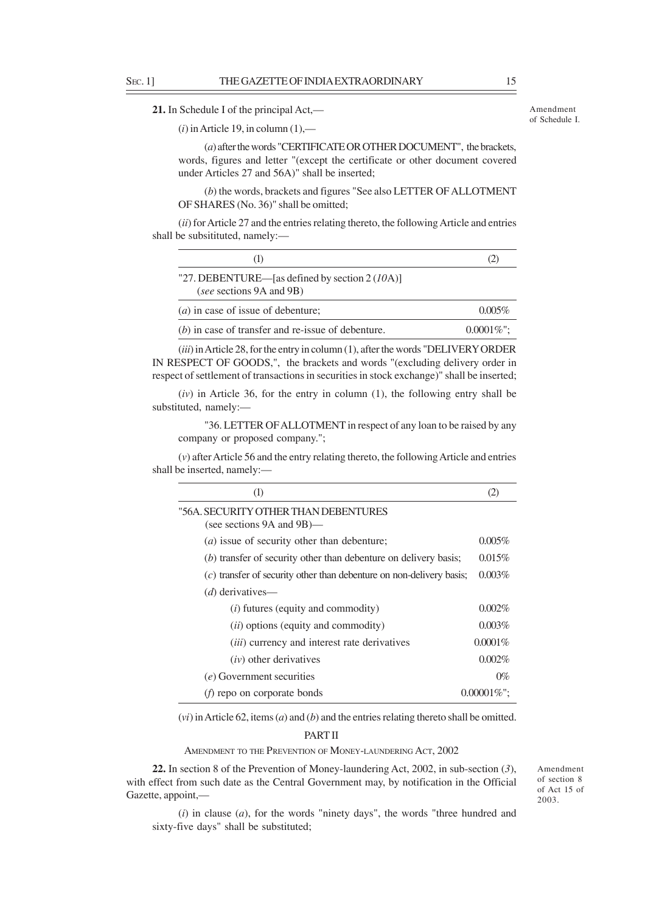Amendment of Schedule I.

**21.** In Schedule I of the principal Act,—

(*i*) in Article 19, in column (1),—

(*a*) after the words "CERTIFICATE OR OTHER DOCUMENT", the brackets, words, figures and letter "(except the certificate or other document covered under Articles 27 and 56A)" shall be inserted;

(*b*) the words, brackets and figures "See also LETTER OF ALLOTMENT OF SHARES (No. 36)" shall be omitted;

(*ii*) for Article 27 and the entries relating thereto, the following Article and entries shall be subsitituted, namely:—

| (1) | (2) |
|---|---|
| "27. DEBENTURE—[as defined by section 2 (*10*A)] (*see* sections 9A and 9B) | |
| (*a*) in case of issue of debenture; | 0.005% |
| (*b*) in case of transfer and re-issue of debenture. | 0.0001%"; |

(*iii*) in Article 28, for the entry in column (1), after the words "DELIVERY ORDER IN RESPECT OF GOODS,", the brackets and words "(excluding delivery order in respect of settlement of transactions in securities in stock exchange)" shall be inserted;

(*iv*) in Article 36, for the entry in column (1), the following entry shall be substituted, namely:—

"36. LETTER OF ALLOTMENT in respect of any loan to be raised by any company or proposed company.";

(*v*) after Article 56 and the entry relating thereto, the following Article and entries shall be inserted, namely:—

| (1) | (2) |
|---|---|
| "56A. SECURITY OTHER THAN DEBENTURES (see sections 9A and 9B)— | |
| (*a*) issue of security other than debenture; | 0.005% |
| (*b*) transfer of security other than debenture on delivery basis; | 0.015% |
| (*c*) transfer of security other than debenture on non-delivery basis; | 0.003% |
| (*d*) derivatives— | |
| (*i*) futures (equity and commodity) | 0.002% |
| (*ii*) options (equity and commodity) | 0.003% |
| (*iii*) currency and interest rate derivatives | 0.0001% |
| (*iv*) other derivatives | 0.002% |
| (*e*) Government securities | 0% |
| (*f*) repo on corporate bonds | 0.00001%"; |

(*vi*) in Article 62, items (*a*) and (*b*) and the entries relating thereto shall be omitted.

## PART II

### AMENDMENT TO THE PREVENTION OF MONEY-LAUNDERING ACT, 2002

Amendment of section 8 of Act 15 of 2003.

**22.** In section 8 of the Prevention of Money-laundering Act, 2002, in sub-section (*3*), with effect from such date as the Central Government may, by notification in the Official Gazette, appoint,—

(*i*) in clause (*a*), for the words "ninety days", the words "three hundred and sixty-five days" shall be substituted;